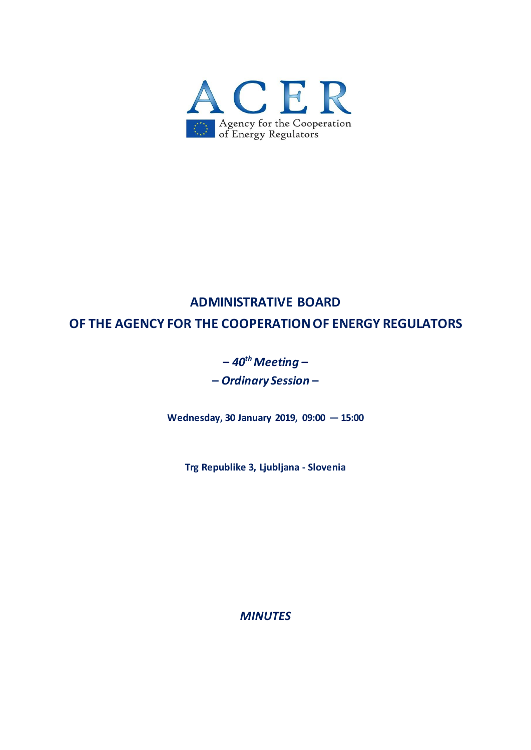ACER

Agency for the Cooperation of Energy Regulators

# ADMINISTRATIVE BOARD OF THE AGENCY FOR THE COOPERATION OF ENERGY REGULATORS

***– 40th Meeting –***

***– Ordinary Session –***

**Wednesday, 30 January 2019, 09:00 — 15:00**

**Trg Republike 3, Ljubljana - Slovenia**

***MINUTES***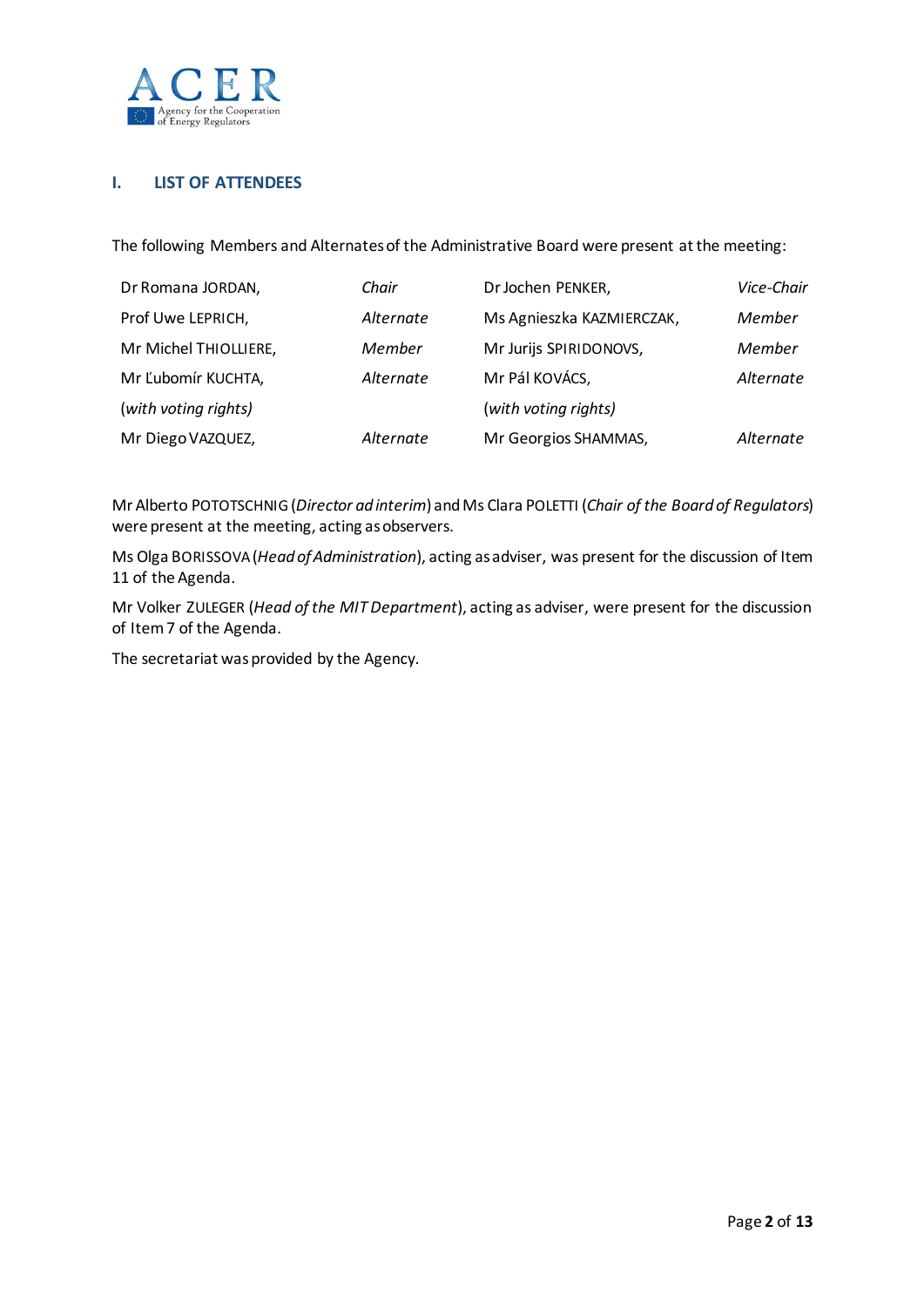## I. LIST OF ATTENDEES

The following Members and Alternates of the Administrative Board were present at the meeting:

| | | | |
|---|---|---|---|
| Dr Romana JORDAN, | *Chair* | Dr Jochen PENKER, | *Vice-Chair* |
| Prof Uwe LEPRICH, | *Alternate* | Ms Agnieszka KAZMIERCZAK, | *Member* |
| Mr Michel THIOLLIERE, | *Member* | Mr Jurijs SPIRIDONOVS, | *Member* |
| Mr Ľubomír KUCHTA, (*with voting rights)* | *Alternate* | Mr Pál KOVÁCS, (*with voting rights)* | *Alternate* |
| Mr Diego VAZQUEZ, | *Alternate* | Mr Georgios SHAMMAS, | *Alternate* |

Mr Alberto POTOTSCHNIG (*Director ad interim*) and Ms Clara POLETTI (*Chair of the Board of Regulators*) were present at the meeting, acting as observers.

Ms Olga BORISSOVA (*Head of Administration*), acting as adviser, was present for the discussion of Item 11 of the Agenda.

Mr Volker ZULEGER (*Head of the MIT Department*), acting as adviser, were present for the discussion of Item 7 of the Agenda.

The secretariat was provided by the Agency.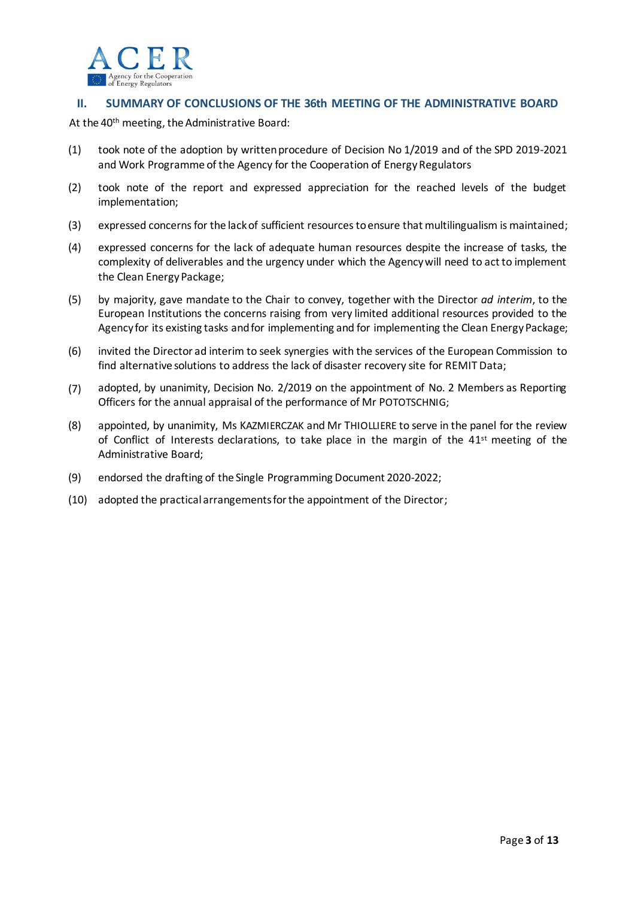## II. SUMMARY OF CONCLUSIONS OF THE 36th MEETING OF THE ADMINISTRATIVE BOARD

At the 40th meeting, the Administrative Board:

(1) took note of the adoption by written procedure of Decision No 1/2019 and of the SPD 2019-2021 and Work Programme of the Agency for the Cooperation of Energy Regulators

(2) took note of the report and expressed appreciation for the reached levels of the budget implementation;

(3) expressed concerns for the lack of sufficient resources to ensure that multilingualism is maintained;

(4) expressed concerns for the lack of adequate human resources despite the increase of tasks, the complexity of deliverables and the urgency under which the Agency will need to act to implement the Clean Energy Package;

(5) by majority, gave mandate to the Chair to convey, together with the Director *ad interim*, to the European Institutions the concerns raising from very limited additional resources provided to the Agency for its existing tasks and for implementing and for implementing the Clean Energy Package;

(6) invited the Director ad interim to seek synergies with the services of the European Commission to find alternative solutions to address the lack of disaster recovery site for REMIT Data;

(7) adopted, by unanimity, Decision No. 2/2019 on the appointment of No. 2 Members as Reporting Officers for the annual appraisal of the performance of Mr POTOTSCHNIG;

(8) appointed, by unanimity, Ms KAZMIERCZAK and Mr THIOLLIERE to serve in the panel for the review of Conflict of Interests declarations, to take place in the margin of the 41st meeting of the Administrative Board;

(9) endorsed the drafting of the Single Programming Document 2020-2022;

(10) adopted the practical arrangements for the appointment of the Director;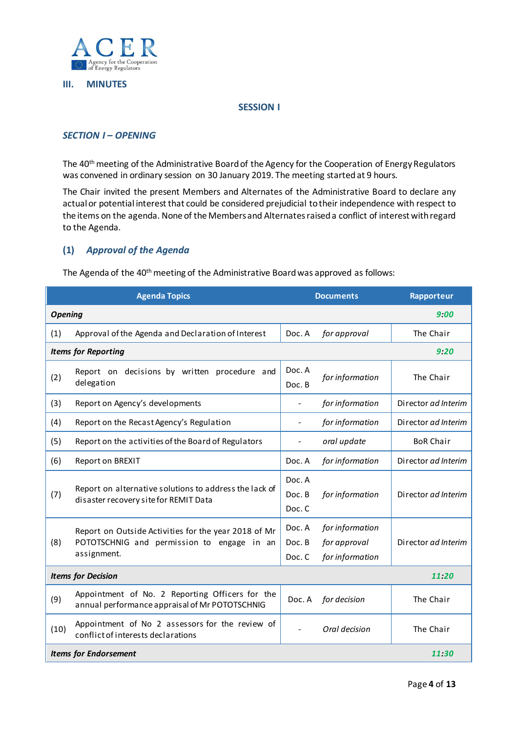## III. MINUTES

### SESSION I

### *SECTION I – OPENING*

The 40th meeting of the Administrative Board of the Agency for the Cooperation of Energy Regulators was convened in ordinary session on 30 January 2019. The meeting started at 9 hours.

The Chair invited the present Members and Alternates of the Administrative Board to declare any actual or potential interest that could be considered prejudicial to their independence with respect to the items on the agenda. None of the Members and Alternates raised a conflict of interest with regard to the Agenda.

### (1) *Approval of the Agenda*

The Agenda of the 40th meeting of the Administrative Board was approved as follows:

| | Agenda Topics | Documents | | Rapporteur |
|---|---|---|---|---|
| ***Opening*** | | | | ***9:00*** |
| (1) | Approval of the Agenda and Declaration of Interest | Doc. A | *for approval* | The Chair |
| ***Items for Reporting*** | | | | ***9:20*** |
| (2) | Report on decisions by written procedure and delegation | Doc. A<br>Doc. B | *for information* | The Chair |
| (3) | Report on Agency's developments | - | *for information* | Director *ad Interim* |
| (4) | Report on the Recast Agency's Regulation | - | *for information* | Director *ad Interim* |
| (5) | Report on the activities of the Board of Regulators | - | *oral update* | BoR Chair |
| (6) | Report on BREXIT | Doc. A | *for information* | Director *ad Interim* |
| (7) | Report on alternative solutions to address the lack of disaster recovery site for REMIT Data | Doc. A<br>Doc. B<br>Doc. C | *for information* | Director *ad Interim* |
| (8) | Report on Outside Activities for the year 2018 of Mr POTOTSCHNIG and permission to engage in an assignment. | Doc. A<br>Doc. B<br>Doc. C | *for information*<br>*for approval*<br>*for information* | Director *ad Interim* |
| ***Items for Decision*** | | | | ***11:20*** |
| (9) | Appointment of No. 2 Reporting Officers for the annual performance appraisal of Mr POTOTSCHNIG | Doc. A | *for decision* | The Chair |
| (10) | Appointment of No 2 assessors for the review of conflict of interests declarations | - | *Oral decision* | The Chair |
| ***Items for Endorsement*** | | | | ***11:30*** |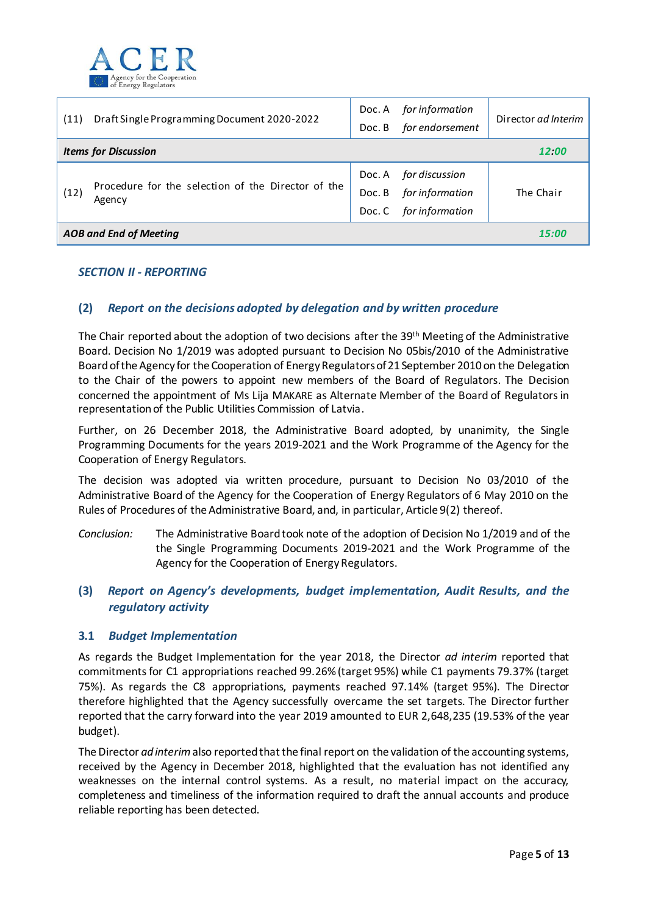| | | | |
|---|---|---|---|
| (11) Draft Single Programming Document 2020-2022 | Doc. A | *for information* | Director *ad Interim* |
| | Doc. B | *for endorsement* | |
| ***Items for Discussion*** | | | ***12:00*** |
| (12) Procedure for the selection of the Director of the Agency | Doc. A | *for discussion* | The Chair |
| | Doc. B | *for information* | |
| | Doc. C | *for information* | |
| ***AOB and End of Meeting*** | | | ***15:00*** |

## *SECTION II - REPORTING*

### (2) *Report on the decisions adopted by delegation and by written procedure*

The Chair reported about the adoption of two decisions after the 39th Meeting of the Administrative Board. Decision No 1/2019 was adopted pursuant to Decision No 05bis/2010 of the Administrative Board of the Agency for the Cooperation of Energy Regulators of 21 September 2010 on the Delegation to the Chair of the powers to appoint new members of the Board of Regulators. The Decision concerned the appointment of Ms Lija MAKARE as Alternate Member of the Board of Regulators in representation of the Public Utilities Commission of Latvia.

Further, on 26 December 2018, the Administrative Board adopted, by unanimity, the Single Programming Documents for the years 2019-2021 and the Work Programme of the Agency for the Cooperation of Energy Regulators.

The decision was adopted via written procedure, pursuant to Decision No 03/2010 of the Administrative Board of the Agency for the Cooperation of Energy Regulators of 6 May 2010 on the Rules of Procedures of the Administrative Board, and, in particular, Article 9(2) thereof.

*Conclusion:* The Administrative Board took note of the adoption of Decision No 1/2019 and of the the Single Programming Documents 2019-2021 and the Work Programme of the Agency for the Cooperation of Energy Regulators.

### (3) *Report on Agency's developments, budget implementation, Audit Results, and the regulatory activity*

#### 3.1 *Budget Implementation*

As regards the Budget Implementation for the year 2018, the Director *ad interim* reported that commitments for C1 appropriations reached 99.26% (target 95%) while C1 payments 79.37% (target 75%). As regards the C8 appropriations, payments reached 97.14% (target 95%). The Director therefore highlighted that the Agency successfully overcame the set targets. The Director further reported that the carry forward into the year 2019 amounted to EUR 2,648,235 (19.53% of the year budget).

The Director *ad interim* also reported that the final report on the validation of the accounting systems, received by the Agency in December 2018, highlighted that the evaluation has not identified any weaknesses on the internal control systems. As a result, no material impact on the accuracy, completeness and timeliness of the information required to draft the annual accounts and produce reliable reporting has been detected.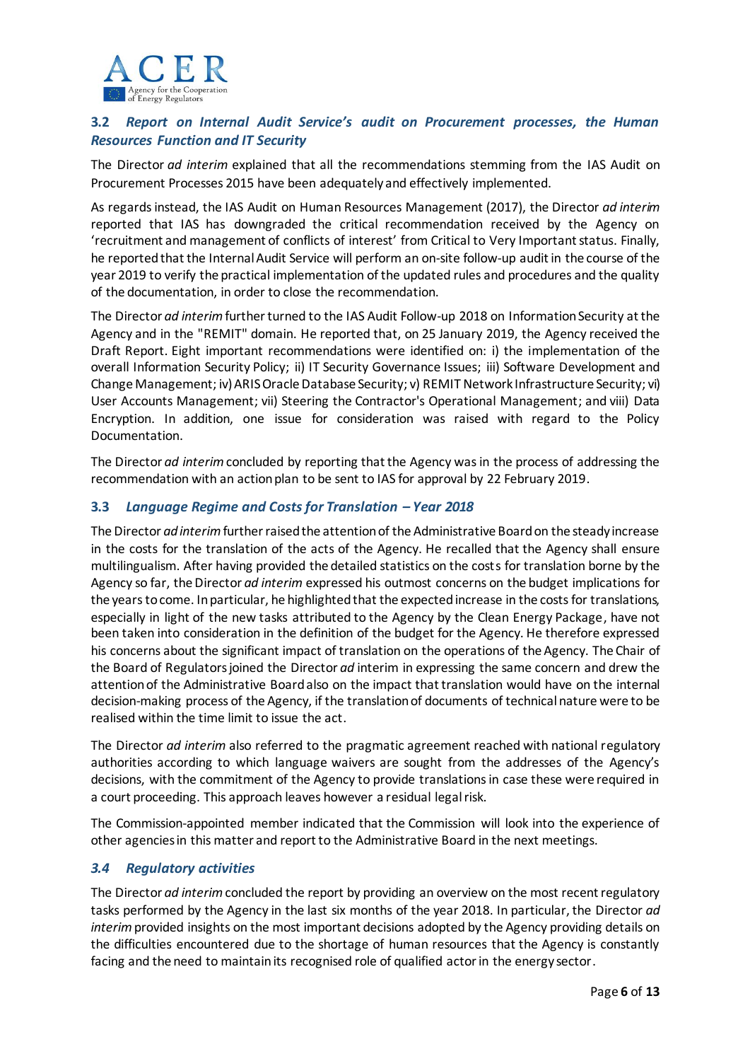### 3.2 *Report on Internal Audit Service's audit on Procurement processes, the Human Resources Function and IT Security*

The Director *ad interim* explained that all the recommendations stemming from the IAS Audit on Procurement Processes 2015 have been adequately and effectively implemented.

As regards instead, the IAS Audit on Human Resources Management (2017), the Director *ad interim* reported that IAS has downgraded the critical recommendation received by the Agency on 'recruitment and management of conflicts of interest' from Critical to Very Important status. Finally, he reported that the Internal Audit Service will perform an on-site follow-up audit in the course of the year 2019 to verify the practical implementation of the updated rules and procedures and the quality of the documentation, in order to close the recommendation.

The Director *ad interim* further turned to the IAS Audit Follow-up 2018 on Information Security at the Agency and in the "REMIT" domain. He reported that, on 25 January 2019, the Agency received the Draft Report. Eight important recommendations were identified on: i) the implementation of the overall Information Security Policy; ii) IT Security Governance Issues; iii) Software Development and Change Management; iv) ARIS Oracle Database Security; v) REMIT Network Infrastructure Security; vi) User Accounts Management; vii) Steering the Contractor's Operational Management; and viii) Data Encryption. In addition, one issue for consideration was raised with regard to the Policy Documentation.

The Director *ad interim* concluded by reporting that the Agency was in the process of addressing the recommendation with an action plan to be sent to IAS for approval by 22 February 2019.

### 3.3 *Language Regime and Costs for Translation – Year 2018*

The Director *ad interim* further raised the attention of the Administrative Board on the steady increase in the costs for the translation of the acts of the Agency. He recalled that the Agency shall ensure multilingualism. After having provided the detailed statistics on the costs for translation borne by the Agency so far, the Director *ad interim* expressed his outmost concerns on the budget implications for the years to come. In particular, he highlighted that the expected increase in the costs for translations, especially in light of the new tasks attributed to the Agency by the Clean Energy Package, have not been taken into consideration in the definition of the budget for the Agency. He therefore expressed his concerns about the significant impact of translation on the operations of the Agency. The Chair of the Board of Regulators joined the Director *ad* interim in expressing the same concern and drew the attention of the Administrative Board also on the impact that translation would have on the internal decision-making process of the Agency, if the translation of documents of technical nature were to be realised within the time limit to issue the act.

The Director *ad interim* also referred to the pragmatic agreement reached with national regulatory authorities according to which language waivers are sought from the addresses of the Agency's decisions, with the commitment of the Agency to provide translations in case these were required in a court proceeding. This approach leaves however a residual legal risk.

The Commission-appointed member indicated that the Commission will look into the experience of other agencies in this matter and report to the Administrative Board in the next meetings.

### *3.4 Regulatory activities*

The Director *ad interim* concluded the report by providing an overview on the most recent regulatory tasks performed by the Agency in the last six months of the year 2018. In particular, the Director *ad interim* provided insights on the most important decisions adopted by the Agency providing details on the difficulties encountered due to the shortage of human resources that the Agency is constantly facing and the need to maintain its recognised role of qualified actor in the energy sector.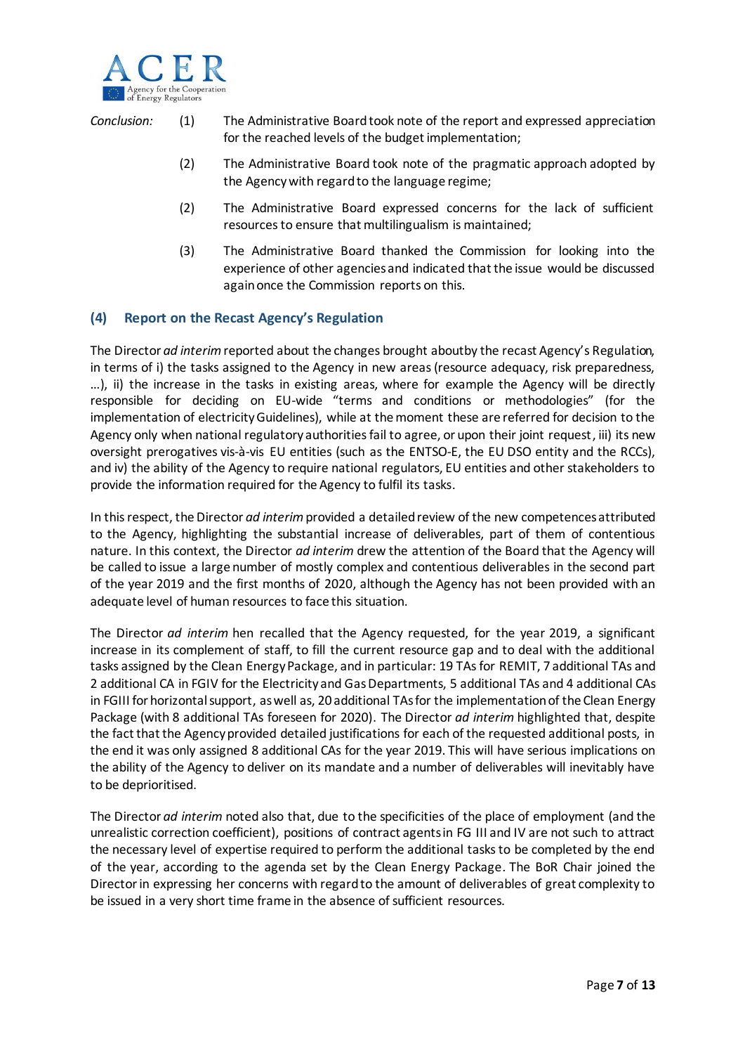*Conclusion:*

(1) The Administrative Board took note of the report and expressed appreciation for the reached levels of the budget implementation;

(2) The Administrative Board took note of the pragmatic approach adopted by the Agency with regard to the language regime;

(2) The Administrative Board expressed concerns for the lack of sufficient resources to ensure that multilingualism is maintained;

(3) The Administrative Board thanked the Commission for looking into the experience of other agencies and indicated that the issue would be discussed again once the Commission reports on this.

## (4) Report on the Recast Agency's Regulation

The Director *ad interim* reported about the changes brought aboutby the recast Agency's Regulation, in terms of i) the tasks assigned to the Agency in new areas (resource adequacy, risk preparedness, ...), ii) the increase in the tasks in existing areas, where for example the Agency will be directly responsible for deciding on EU-wide "terms and conditions or methodologies" (for the implementation of electricity Guidelines), while at the moment these are referred for decision to the Agency only when national regulatory authorities fail to agree, or upon their joint request, iii) its new oversight prerogatives vis-à-vis EU entities (such as the ENTSO-E, the EU DSO entity and the RCCs), and iv) the ability of the Agency to require national regulators, EU entities and other stakeholders to provide the information required for the Agency to fulfil its tasks.

In this respect, the Director *ad interim* provided a detailed review of the new competences attributed to the Agency, highlighting the substantial increase of deliverables, part of them of contentious nature. In this context, the Director *ad interim* drew the attention of the Board that the Agency will be called to issue a large number of mostly complex and contentious deliverables in the second part of the year 2019 and the first months of 2020, although the Agency has not been provided with an adequate level of human resources to face this situation.

The Director *ad interim* hen recalled that the Agency requested, for the year 2019, a significant increase in its complement of staff, to fill the current resource gap and to deal with the additional tasks assigned by the Clean Energy Package, and in particular: 19 TAs for REMIT, 7 additional TAs and 2 additional CA in FGIV for the Electricity and Gas Departments, 5 additional TAs and 4 additional CAs in FGIII for horizontal support, as well as, 20 additional TAs for the implementation of the Clean Energy Package (with 8 additional TAs foreseen for 2020). The Director *ad interim* highlighted that, despite the fact that the Agency provided detailed justifications for each of the requested additional posts, in the end it was only assigned 8 additional CAs for the year 2019. This will have serious implications on the ability of the Agency to deliver on its mandate and a number of deliverables will inevitably have to be deprioritised.

The Director *ad interim* noted also that, due to the specificities of the place of employment (and the unrealistic correction coefficient), positions of contract agents in FG III and IV are not such to attract the necessary level of expertise required to perform the additional tasks to be completed by the end of the year, according to the agenda set by the Clean Energy Package. The BoR Chair joined the Director in expressing her concerns with regard to the amount of deliverables of great complexity to be issued in a very short time frame in the absence of sufficient resources.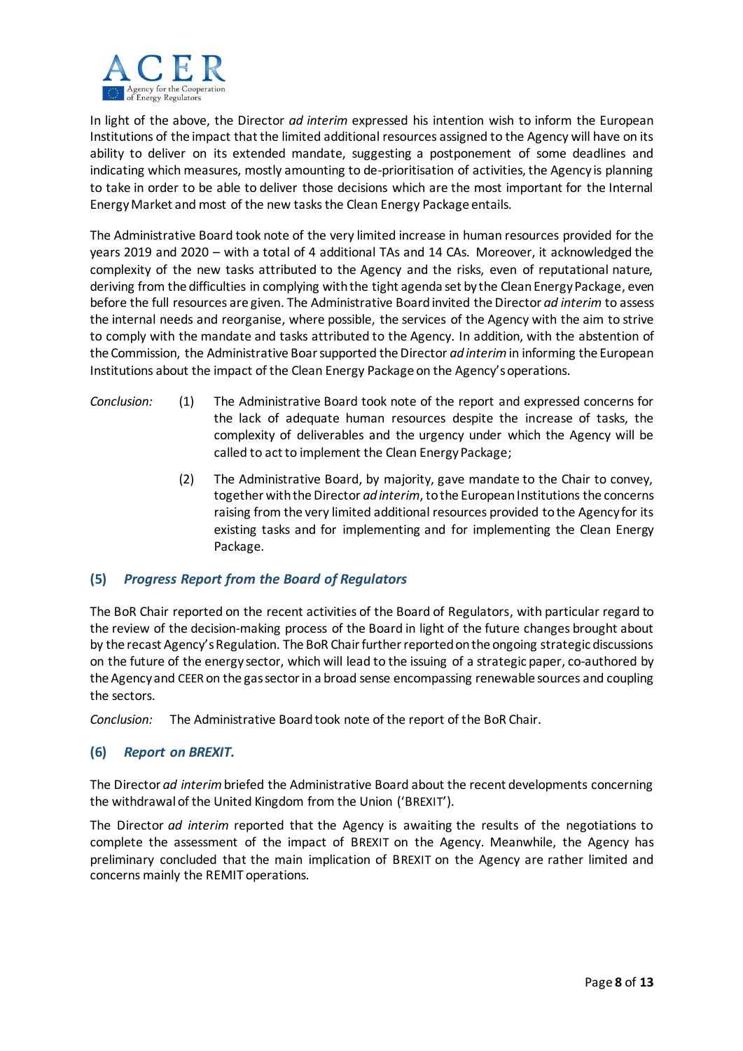In light of the above, the Director *ad interim* expressed his intention wish to inform the European Institutions of the impact that the limited additional resources assigned to the Agency will have on its ability to deliver on its extended mandate, suggesting a postponement of some deadlines and indicating which measures, mostly amounting to de-prioritisation of activities, the Agency is planning to take in order to be able to deliver those decisions which are the most important for the Internal Energy Market and most of the new tasks the Clean Energy Package entails.

The Administrative Board took note of the very limited increase in human resources provided for the years 2019 and 2020 – with a total of 4 additional TAs and 14 CAs. Moreover, it acknowledged the complexity of the new tasks attributed to the Agency and the risks, even of reputational nature, deriving from the difficulties in complying with the tight agenda set by the Clean Energy Package, even before the full resources are given. The Administrative Board invited the Director *ad interim* to assess the internal needs and reorganise, where possible, the services of the Agency with the aim to strive to comply with the mandate and tasks attributed to the Agency. In addition, with the abstention of the Commission, the Administrative Boar supported the Director *ad interim* in informing the European Institutions about the impact of the Clean Energy Package on the Agency's operations.

*Conclusion:*

(1) The Administrative Board took note of the report and expressed concerns for the lack of adequate human resources despite the increase of tasks, the complexity of deliverables and the urgency under which the Agency will be called to act to implement the Clean Energy Package;

(2) The Administrative Board, by majority, gave mandate to the Chair to convey, together with the Director *ad interim*, to the European Institutions the concerns raising from the very limited additional resources provided to the Agency for its existing tasks and for implementing and for implementing the Clean Energy Package.

## (5) *Progress Report from the Board of Regulators*

The BoR Chair reported on the recent activities of the Board of Regulators, with particular regard to the review of the decision-making process of the Board in light of the future changes brought about by the recast Agency's Regulation. The BoR Chair further reported on the ongoing strategic discussions on the future of the energy sector, which will lead to the issuing of a strategic paper, co-authored by the Agency and CEER on the gas sector in a broad sense encompassing renewable sources and coupling the sectors.

*Conclusion:* The Administrative Board took note of the report of the BoR Chair.

## (6) *Report on BREXIT.*

The Director *ad interim* briefed the Administrative Board about the recent developments concerning the withdrawal of the United Kingdom from the Union ('BREXIT').

The Director *ad interim* reported that the Agency is awaiting the results of the negotiations to complete the assessment of the impact of BREXIT on the Agency. Meanwhile, the Agency has preliminary concluded that the main implication of BREXIT on the Agency are rather limited and concerns mainly the REMIT operations.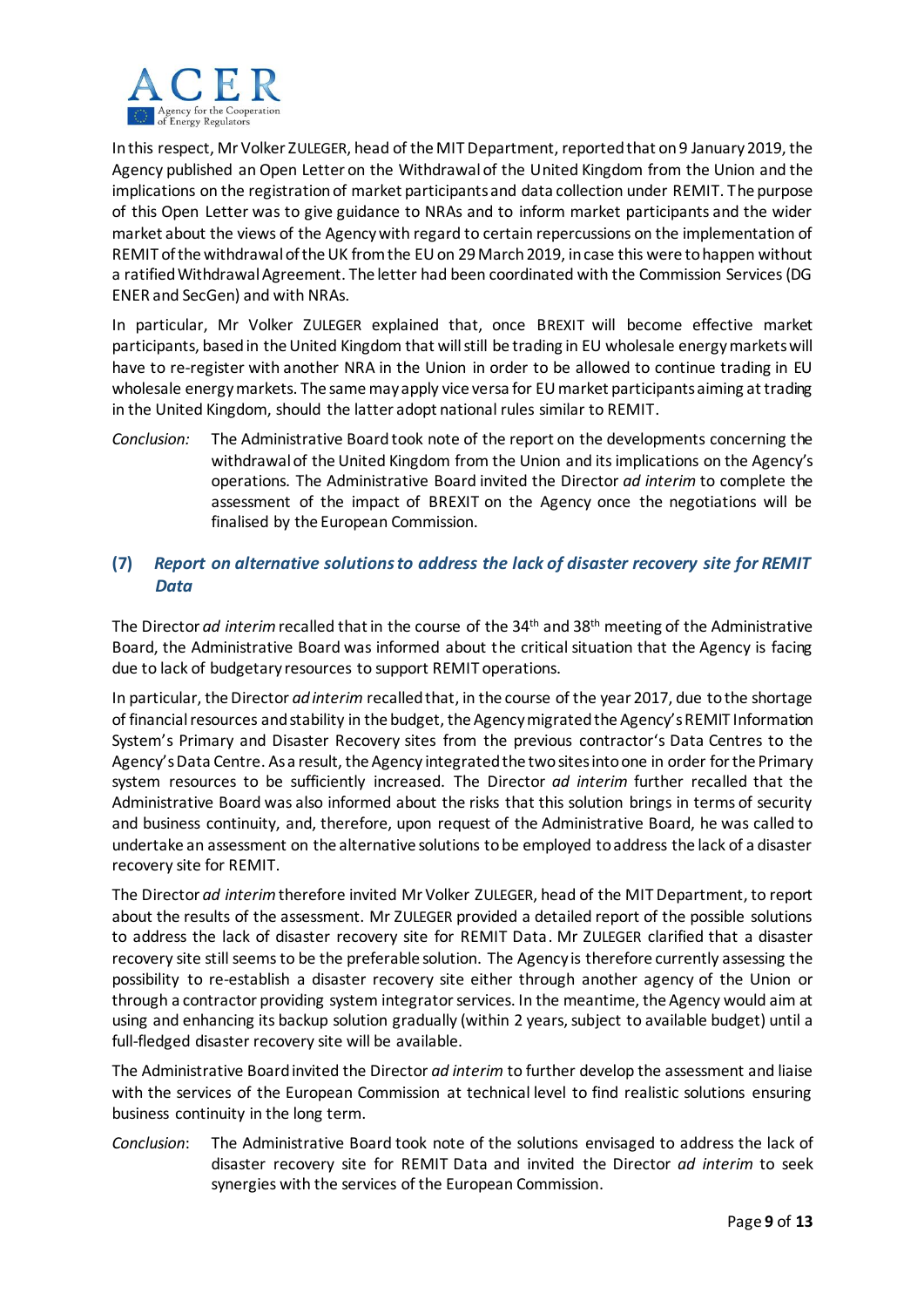In this respect, Mr Volker ZULEGER, head of the MIT Department, reported that on 9 January 2019, the Agency published an Open Letter on the Withdrawal of the United Kingdom from the Union and the implications on the registration of market participants and data collection under REMIT. The purpose of this Open Letter was to give guidance to NRAs and to inform market participants and the wider market about the views of the Agency with regard to certain repercussions on the implementation of REMIT of the withdrawal of the UK from the EU on 29 March 2019, in case this were to happen without a ratified Withdrawal Agreement. The letter had been coordinated with the Commission Services (DG ENER and SecGen) and with NRAs.

In particular, Mr Volker ZULEGER explained that, once BREXIT will become effective market participants, based in the United Kingdom that will still be trading in EU wholesale energy markets will have to re-register with another NRA in the Union in order to be allowed to continue trading in EU wholesale energy markets. The same may apply vice versa for EU market participants aiming at trading in the United Kingdom, should the latter adopt national rules similar to REMIT.

*Conclusion:* The Administrative Board took note of the report on the developments concerning the withdrawal of the United Kingdom from the Union and its implications on the Agency's operations. The Administrative Board invited the Director *ad interim* to complete the assessment of the impact of BREXIT on the Agency once the negotiations will be finalised by the European Commission.

## (7) *Report on alternative solutions to address the lack of disaster recovery site for REMIT Data*

The Director *ad interim* recalled that in the course of the 34th and 38th meeting of the Administrative Board, the Administrative Board was informed about the critical situation that the Agency is facing due to lack of budgetary resources to support REMIT operations.

In particular, the Director *ad interim* recalled that, in the course of the year 2017, due to the shortage of financial resources and stability in the budget, the Agency migrated the Agency's REMIT Information System's Primary and Disaster Recovery sites from the previous contractor's Data Centres to the Agency's Data Centre. As a result, the Agency integrated the two sites into one in order for the Primary system resources to be sufficiently increased. The Director *ad interim* further recalled that the Administrative Board was also informed about the risks that this solution brings in terms of security and business continuity, and, therefore, upon request of the Administrative Board, he was called to undertake an assessment on the alternative solutions to be employed to address the lack of a disaster recovery site for REMIT.

The Director *ad interim* therefore invited Mr Volker ZULEGER, head of the MIT Department, to report about the results of the assessment. Mr ZULEGER provided a detailed report of the possible solutions to address the lack of disaster recovery site for REMIT Data. Mr ZULEGER clarified that a disaster recovery site still seems to be the preferable solution. The Agency is therefore currently assessing the possibility to re-establish a disaster recovery site either through another agency of the Union or through a contractor providing system integrator services. In the meantime, the Agency would aim at using and enhancing its backup solution gradually (within 2 years, subject to available budget) until a full-fledged disaster recovery site will be available.

The Administrative Board invited the Director *ad interim* to further develop the assessment and liaise with the services of the European Commission at technical level to find realistic solutions ensuring business continuity in the long term.

*Conclusion*: The Administrative Board took note of the solutions envisaged to address the lack of disaster recovery site for REMIT Data and invited the Director *ad interim* to seek synergies with the services of the European Commission.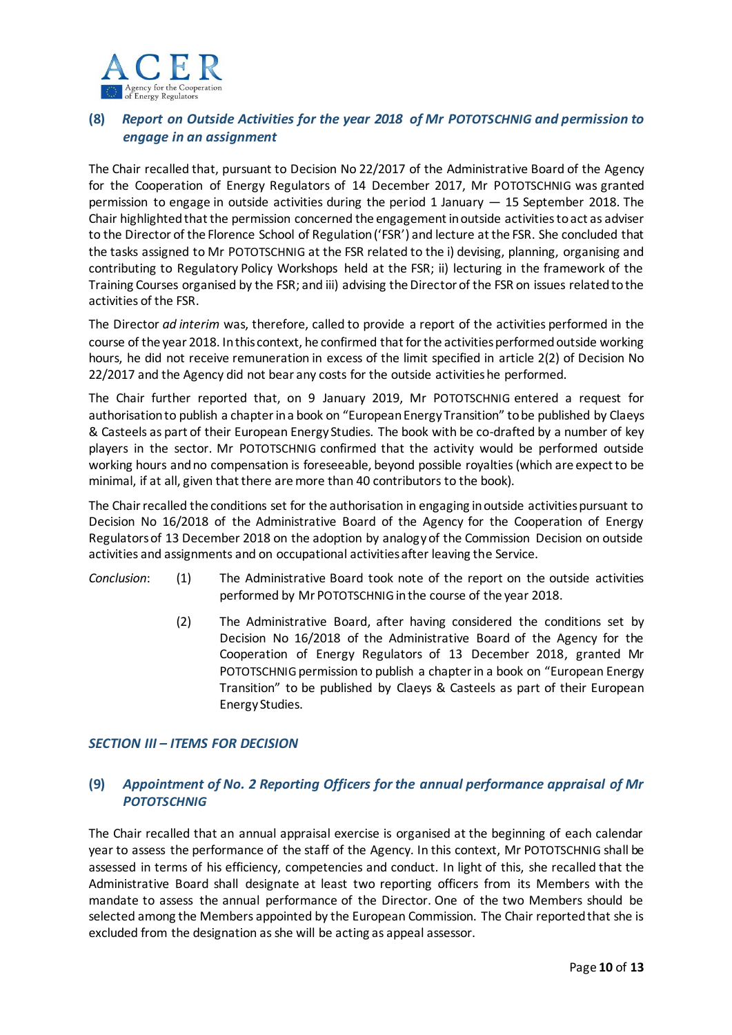### (8) *Report on Outside Activities for the year 2018 of Mr POTOTSCHNIG and permission to engage in an assignment*

The Chair recalled that, pursuant to Decision No 22/2017 of the Administrative Board of the Agency for the Cooperation of Energy Regulators of 14 December 2017, Mr POTOTSCHNIG was granted permission to engage in outside activities during the period 1 January — 15 September 2018. The Chair highlighted that the permission concerned the engagement in outside activities to act as adviser to the Director of the Florence School of Regulation ('FSR') and lecture at the FSR. She concluded that the tasks assigned to Mr POTOTSCHNIG at the FSR related to the i) devising, planning, organising and contributing to Regulatory Policy Workshops held at the FSR; ii) lecturing in the framework of the Training Courses organised by the FSR; and iii) advising the Director of the FSR on issues related to the activities of the FSR.

The Director *ad interim* was, therefore, called to provide a report of the activities performed in the course of the year 2018. In this context, he confirmed that for the activities performed outside working hours, he did not receive remuneration in excess of the limit specified in article 2(2) of Decision No 22/2017 and the Agency did not bear any costs for the outside activities he performed.

The Chair further reported that, on 9 January 2019, Mr POTOTSCHNIG entered a request for authorisation to publish a chapter in a book on "European Energy Transition" to be published by Claeys & Casteels as part of their European Energy Studies. The book with be co-drafted by a number of key players in the sector. Mr POTOTSCHNIG confirmed that the activity would be performed outside working hours and no compensation is foreseeable, beyond possible royalties (which are expect to be minimal, if at all, given that there are more than 40 contributors to the book).

The Chair recalled the conditions set for the authorisation in engaging in outside activities pursuant to Decision No 16/2018 of the Administrative Board of the Agency for the Cooperation of Energy Regulators of 13 December 2018 on the adoption by analogy of the Commission Decision on outside activities and assignments and on occupational activities after leaving the Service.

*Conclusion*:

(1) The Administrative Board took note of the report on the outside activities performed by Mr POTOTSCHNIG in the course of the year 2018.

(2) The Administrative Board, after having considered the conditions set by Decision No 16/2018 of the Administrative Board of the Agency for the Cooperation of Energy Regulators of 13 December 2018, granted Mr POTOTSCHNIG permission to publish a chapter in a book on "European Energy Transition" to be published by Claeys & Casteels as part of their European Energy Studies.

## *SECTION III – ITEMS FOR DECISION*

### (9) *Appointment of No. 2 Reporting Officers for the annual performance appraisal of Mr POTOTSCHNIG*

The Chair recalled that an annual appraisal exercise is organised at the beginning of each calendar year to assess the performance of the staff of the Agency. In this context, Mr POTOTSCHNIG shall be assessed in terms of his efficiency, competencies and conduct. In light of this, she recalled that the Administrative Board shall designate at least two reporting officers from its Members with the mandate to assess the annual performance of the Director. One of the two Members should be selected among the Members appointed by the European Commission. The Chair reported that she is excluded from the designation as she will be acting as appeal assessor.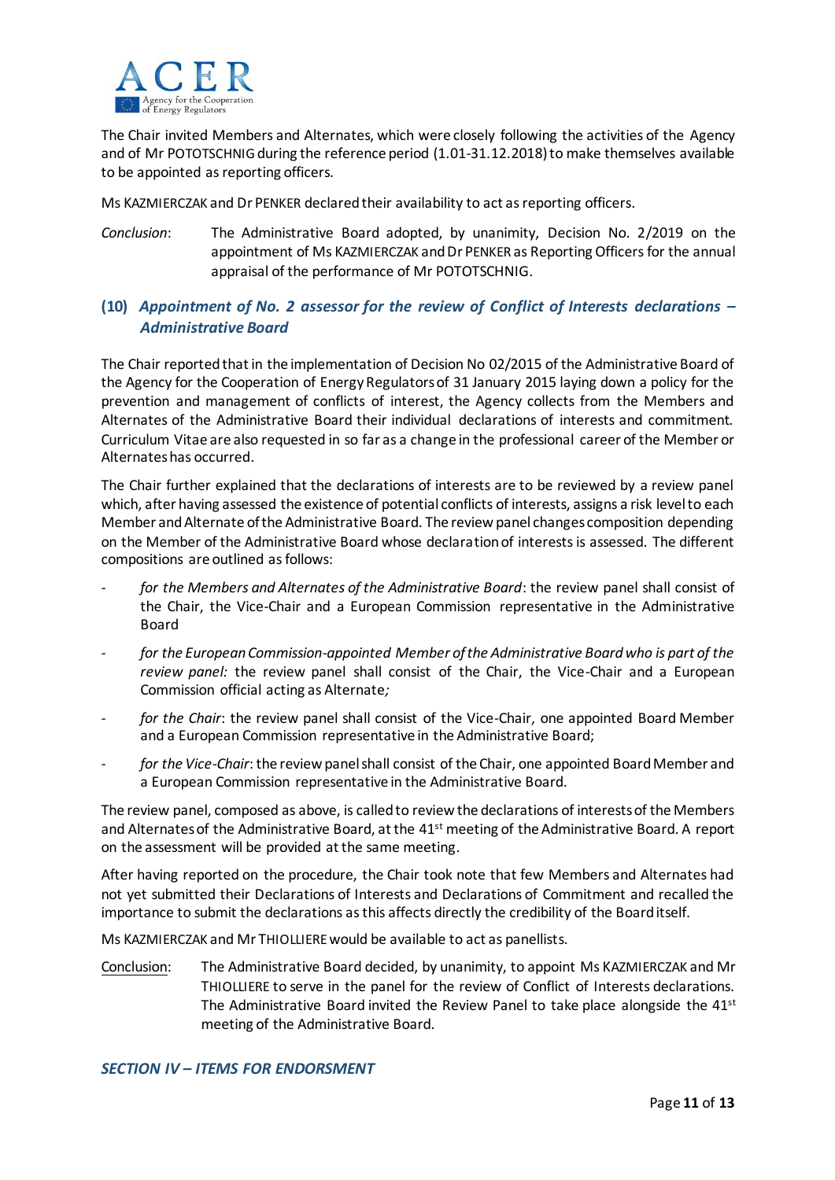The Chair invited Members and Alternates, which were closely following the activities of the Agency and of Mr POTOTSCHNIG during the reference period (1.01-31.12.2018) to make themselves available to be appointed as reporting officers.

Ms KAZMIERCZAK and Dr PENKER declared their availability to act as reporting officers.

*Conclusion*: The Administrative Board adopted, by unanimity, Decision No. 2/2019 on the appointment of Ms KAZMIERCZAK and Dr PENKER as Reporting Officers for the annual appraisal of the performance of Mr POTOTSCHNIG.

### (10) *Appointment of No. 2 assessor for the review of Conflict of Interests declarations – Administrative Board*

The Chair reported that in the implementation of Decision No 02/2015 of the Administrative Board of the Agency for the Cooperation of Energy Regulators of 31 January 2015 laying down a policy for the prevention and management of conflicts of interest, the Agency collects from the Members and Alternates of the Administrative Board their individual declarations of interests and commitment. Curriculum Vitae are also requested in so far as a change in the professional career of the Member or Alternates has occurred.

The Chair further explained that the declarations of interests are to be reviewed by a review panel which, after having assessed the existence of potential conflicts of interests, assigns a risk level to each Member and Alternate of the Administrative Board. The review panel changes composition depending on the Member of the Administrative Board whose declaration of interests is assessed. The different compositions are outlined as follows:

- *for the Members and Alternates of the Administrative Board*: the review panel shall consist of the Chair, the Vice-Chair and a European Commission representative in the Administrative Board
- *for the European Commission-appointed Member of the Administrative Board who is part of the review panel:* the review panel shall consist of the Chair, the Vice-Chair and a European Commission official acting as Alternate*;*
- *for the Chair*: the review panel shall consist of the Vice-Chair, one appointed Board Member and a European Commission representative in the Administrative Board;
- *for the Vice-Chair*: the review panel shall consist of the Chair, one appointed Board Member and a European Commission representative in the Administrative Board.

The review panel, composed as above, is called to review the declarations of interests of the Members and Alternates of the Administrative Board, at the 41st meeting of the Administrative Board. A report on the assessment will be provided at the same meeting.

After having reported on the procedure, the Chair took note that few Members and Alternates had not yet submitted their Declarations of Interests and Declarations of Commitment and recalled the importance to submit the declarations as this affects directly the credibility of the Board itself.

Ms KAZMIERCZAK and Mr THIOLLIERE would be available to act as panellists.

Conclusion: The Administrative Board decided, by unanimity, to appoint Ms KAZMIERCZAK and Mr THIOLLIERE to serve in the panel for the review of Conflict of Interests declarations. The Administrative Board invited the Review Panel to take place alongside the 41st meeting of the Administrative Board.

## *SECTION IV – ITEMS FOR ENDORSMENT*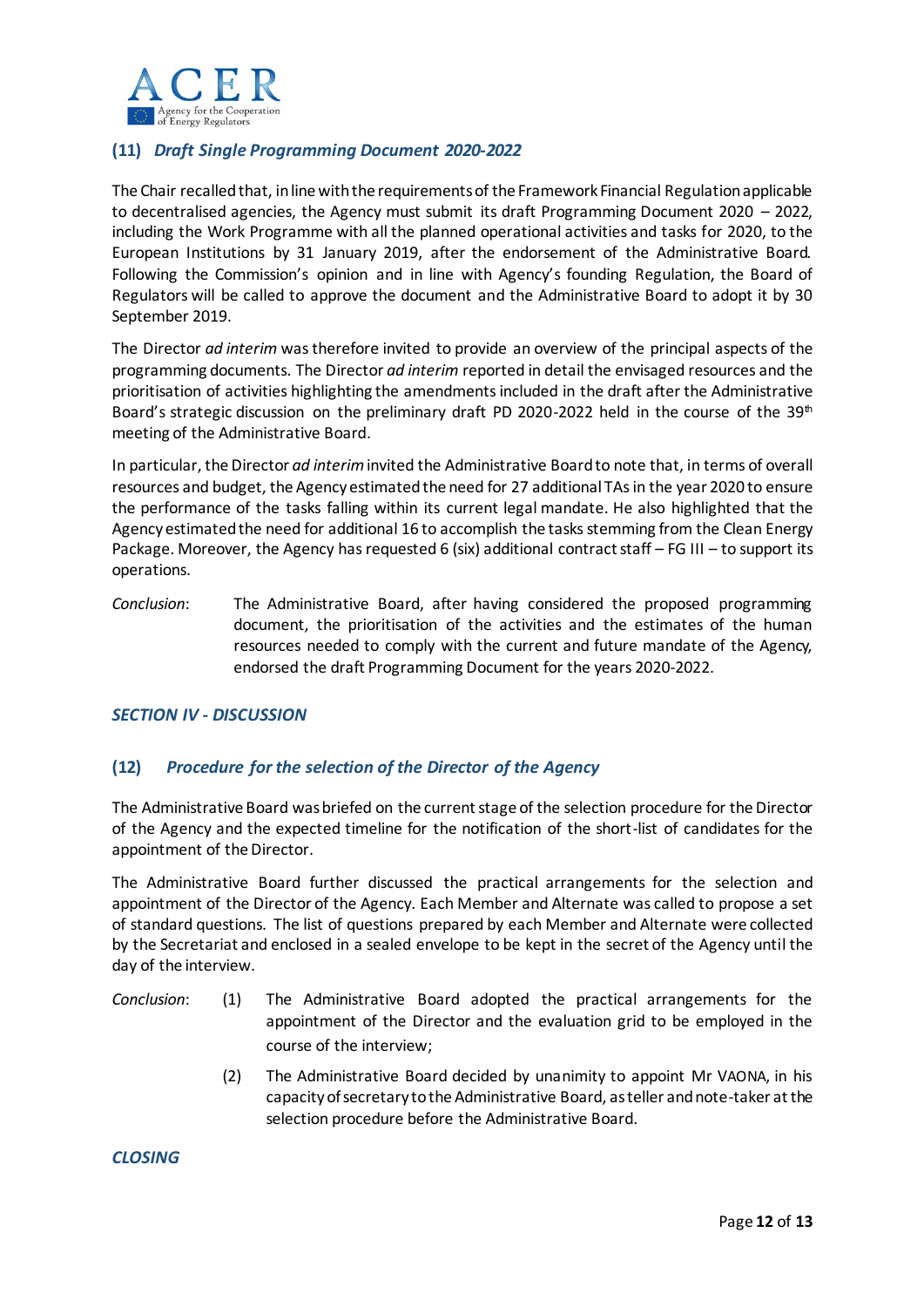### (11) *Draft Single Programming Document 2020-2022*

The Chair recalled that, in line with the requirements of the Framework Financial Regulation applicable to decentralised agencies, the Agency must submit its draft Programming Document 2020 – 2022, including the Work Programme with all the planned operational activities and tasks for 2020, to the European Institutions by 31 January 2019, after the endorsement of the Administrative Board. Following the Commission's opinion and in line with Agency's founding Regulation, the Board of Regulators will be called to approve the document and the Administrative Board to adopt it by 30 September 2019.

The Director *ad interim* was therefore invited to provide an overview of the principal aspects of the programming documents. The Director *ad interim* reported in detail the envisaged resources and the prioritisation of activities highlighting the amendments included in the draft after the Administrative Board's strategic discussion on the preliminary draft PD 2020-2022 held in the course of the 39th meeting of the Administrative Board.

In particular, the Director *ad interim* invited the Administrative Board to note that, in terms of overall resources and budget, the Agency estimated the need for 27 additional TAs in the year 2020 to ensure the performance of the tasks falling within its current legal mandate. He also highlighted that the Agency estimated the need for additional 16 to accomplish the tasks stemming from the Clean Energy Package. Moreover, the Agency has requested 6 (six) additional contract staff – FG III – to support its operations.

*Conclusion*: The Administrative Board, after having considered the proposed programming document, the prioritisation of the activities and the estimates of the human resources needed to comply with the current and future mandate of the Agency, endorsed the draft Programming Document for the years 2020-2022.

## *SECTION IV - DISCUSSION*

### (12) *Procedure for the selection of the Director of the Agency*

The Administrative Board was briefed on the current stage of the selection procedure for the Director of the Agency and the expected timeline for the notification of the short-list of candidates for the appointment of the Director.

The Administrative Board further discussed the practical arrangements for the selection and appointment of the Director of the Agency. Each Member and Alternate was called to propose a set of standard questions. The list of questions prepared by each Member and Alternate were collected by the Secretariat and enclosed in a sealed envelope to be kept in the secret of the Agency until the day of the interview.

*Conclusion*:

(1) The Administrative Board adopted the practical arrangements for the appointment of the Director and the evaluation grid to be employed in the course of the interview;

(2) The Administrative Board decided by unanimity to appoint Mr VAONA, in his capacity of secretary to the Administrative Board, as teller and note-taker at the selection procedure before the Administrative Board.

## *CLOSING*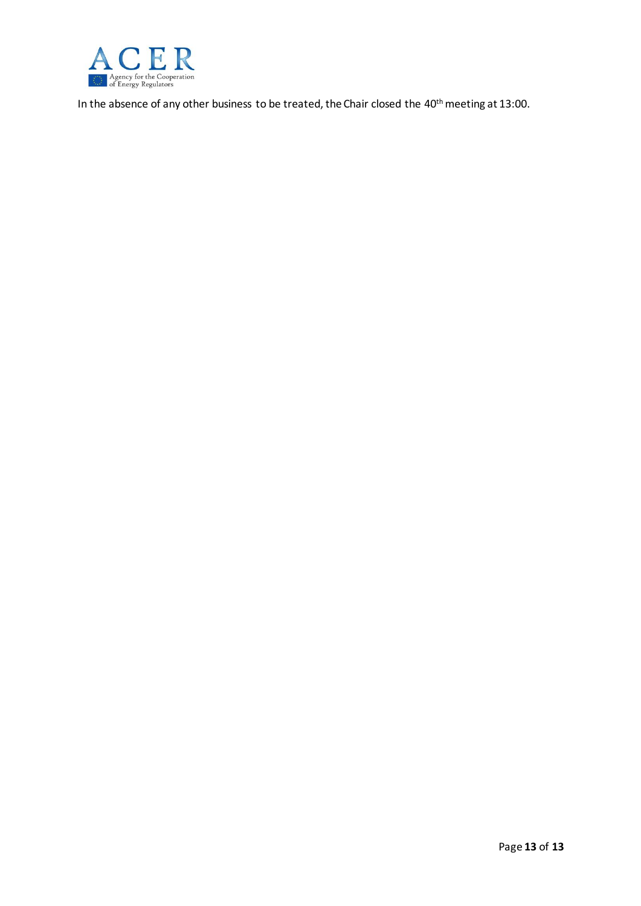In the absence of any other business to be treated, the Chair closed the 40th meeting at 13:00.